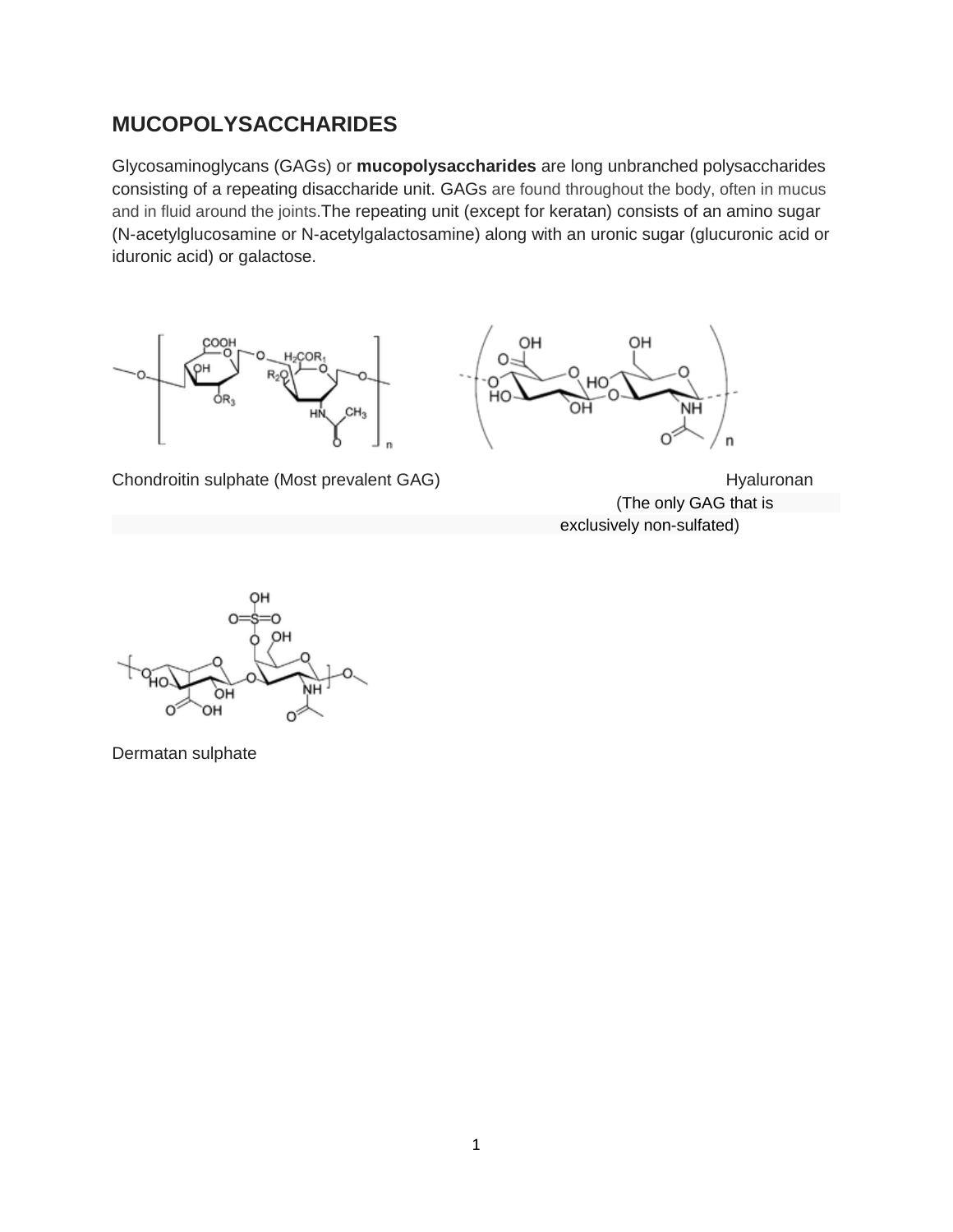## MUCOPOLYSACCHARIDES

Glycosaminoglycans (GAGs) or **mucopolysaccharides** are long unbranched polysaccharides consisting of a repeating disaccharide unit. GAGs are found throughout the body, often in mucus and in fluid around the joints.The repeating unit (except for keratan) consists of an amino sugar (N-acetylglucosamine or N-acetylgalactosamine) along with an uronic sugar (glucuronic acid or iduronic acid) or galactose.

Chondroitin sulphate (Most prevalent GAG)

Hyaluronan (The only GAG that is exclusively non-sulfated)

Dermatan sulphate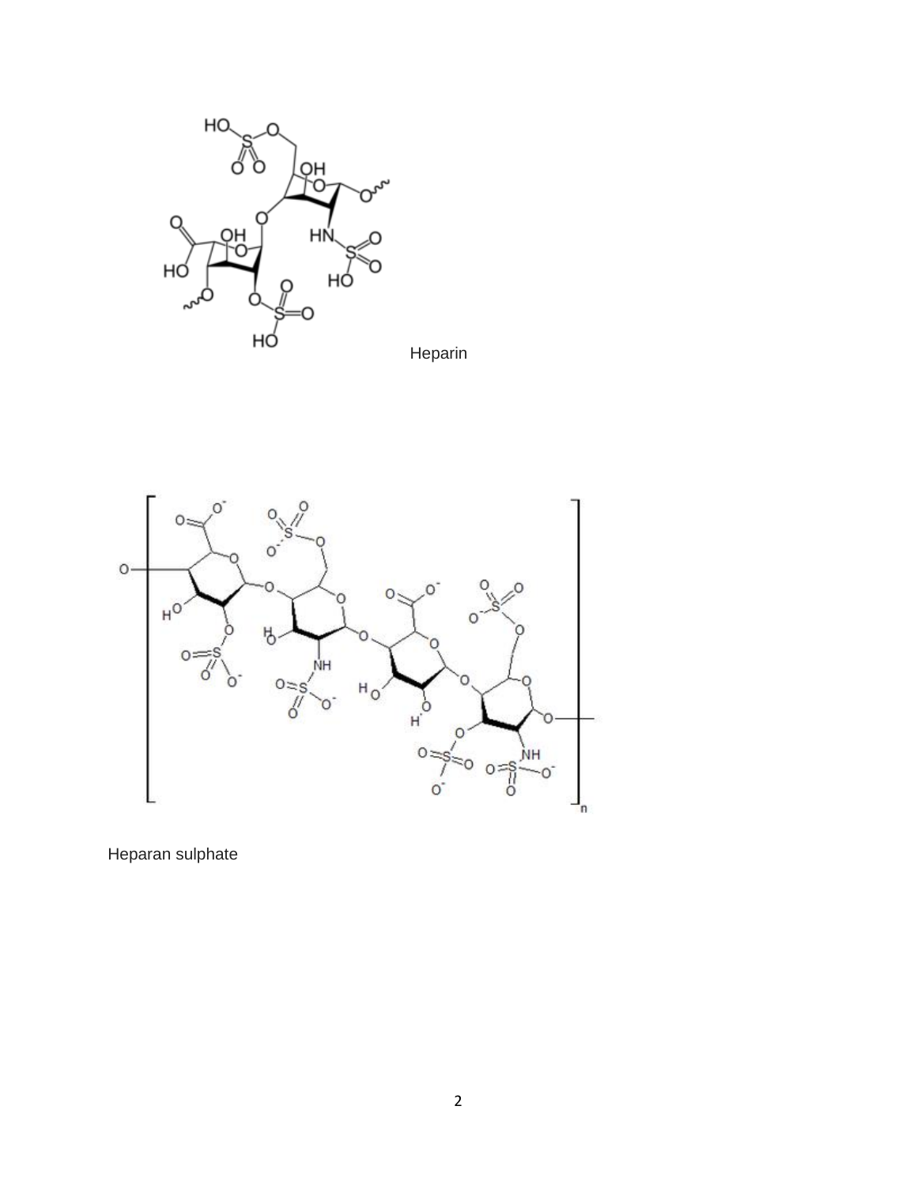Heparin

Heparan sulphate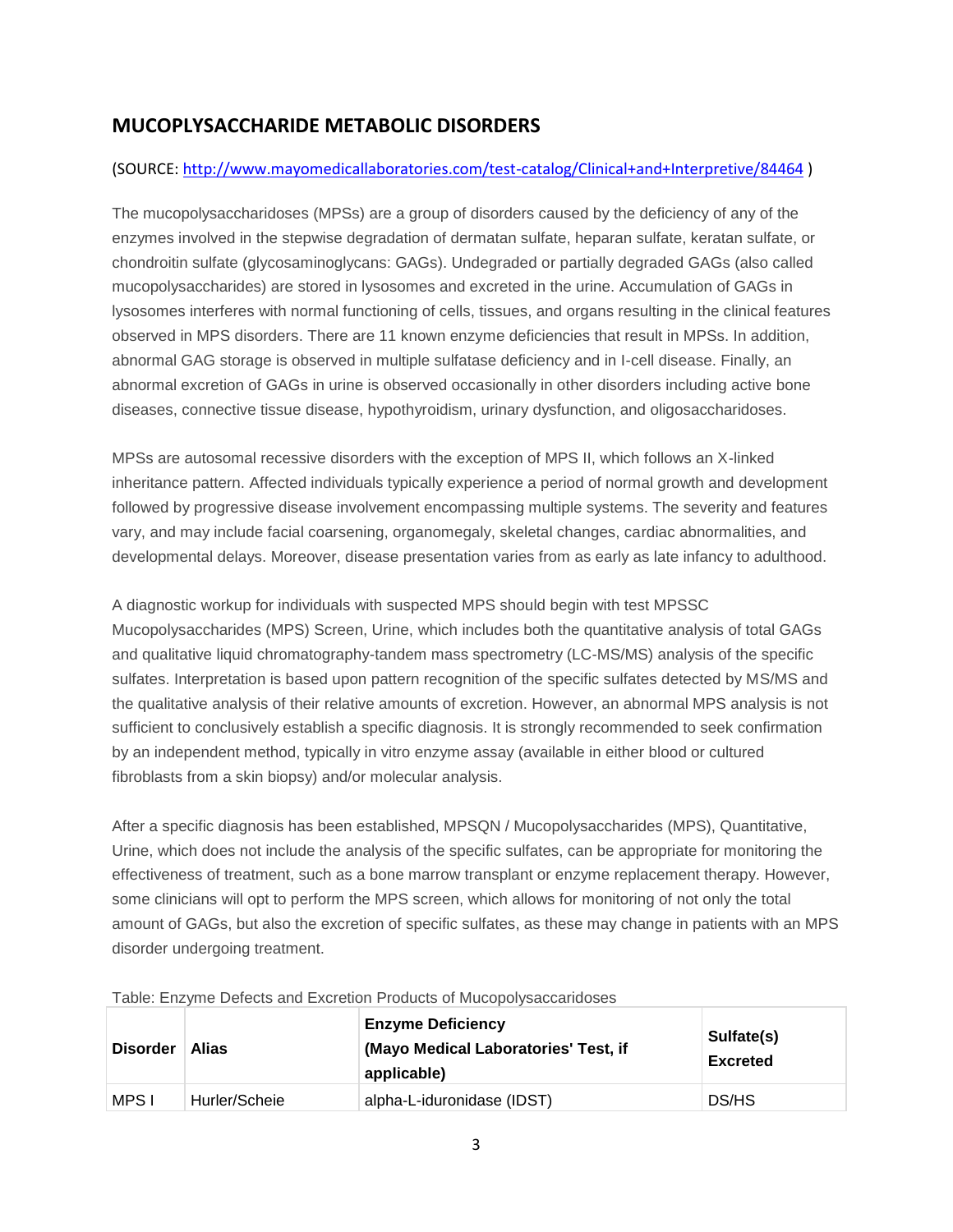## MUCOPLYSACCHARIDE METABOLIC DISORDERS

(SOURCE: [http://www.mayomedicallaboratories.com/test-catalog/Clinical+and+Interpretive/84464](http://www.mayomedicallaboratories.com/test-catalog/Clinical+and+Interpretive/84464) )

The mucopolysaccharidoses (MPSs) are a group of disorders caused by the deficiency of any of the enzymes involved in the stepwise degradation of dermatan sulfate, heparan sulfate, keratan sulfate, or chondroitin sulfate (glycosaminoglycans: GAGs). Undegraded or partially degraded GAGs (also called mucopolysaccharides) are stored in lysosomes and excreted in the urine. Accumulation of GAGs in lysosomes interferes with normal functioning of cells, tissues, and organs resulting in the clinical features observed in MPS disorders. There are 11 known enzyme deficiencies that result in MPSs. In addition, abnormal GAG storage is observed in multiple sulfatase deficiency and in I-cell disease. Finally, an abnormal excretion of GAGs in urine is observed occasionally in other disorders including active bone diseases, connective tissue disease, hypothyroidism, urinary dysfunction, and oligosaccharidoses.

MPSs are autosomal recessive disorders with the exception of MPS II, which follows an X-linked inheritance pattern. Affected individuals typically experience a period of normal growth and development followed by progressive disease involvement encompassing multiple systems. The severity and features vary, and may include facial coarsening, organomegaly, skeletal changes, cardiac abnormalities, and developmental delays. Moreover, disease presentation varies from as early as late infancy to adulthood.

A diagnostic workup for individuals with suspected MPS should begin with test MPSSC Mucopolysaccharides (MPS) Screen, Urine, which includes both the quantitative analysis of total GAGs and qualitative liquid chromatography-tandem mass spectrometry (LC-MS/MS) analysis of the specific sulfates. Interpretation is based upon pattern recognition of the specific sulfates detected by MS/MS and the qualitative analysis of their relative amounts of excretion. However, an abnormal MPS analysis is not sufficient to conclusively establish a specific diagnosis. It is strongly recommended to seek confirmation by an independent method, typically in vitro enzyme assay (available in either blood or cultured fibroblasts from a skin biopsy) and/or molecular analysis.

After a specific diagnosis has been established, MPSQN / Mucopolysaccharides (MPS), Quantitative, Urine, which does not include the analysis of the specific sulfates, can be appropriate for monitoring the effectiveness of treatment, such as a bone marrow transplant or enzyme replacement therapy. However, some clinicians will opt to perform the MPS screen, which allows for monitoring of not only the total amount of GAGs, but also the excretion of specific sulfates, as these may change in patients with an MPS disorder undergoing treatment.

Table: Enzyme Defects and Excretion Products of Mucopolysaccharidoses

| Disorder | Alias | Enzyme Deficiency (Mayo Medical Laboratories' Test, if applicable) | Sulfate(s) Excreted |
|---|---|---|---|
| MPS I | Hurler/Scheie | alpha-L-iduronidase (IDST) | DS/HS |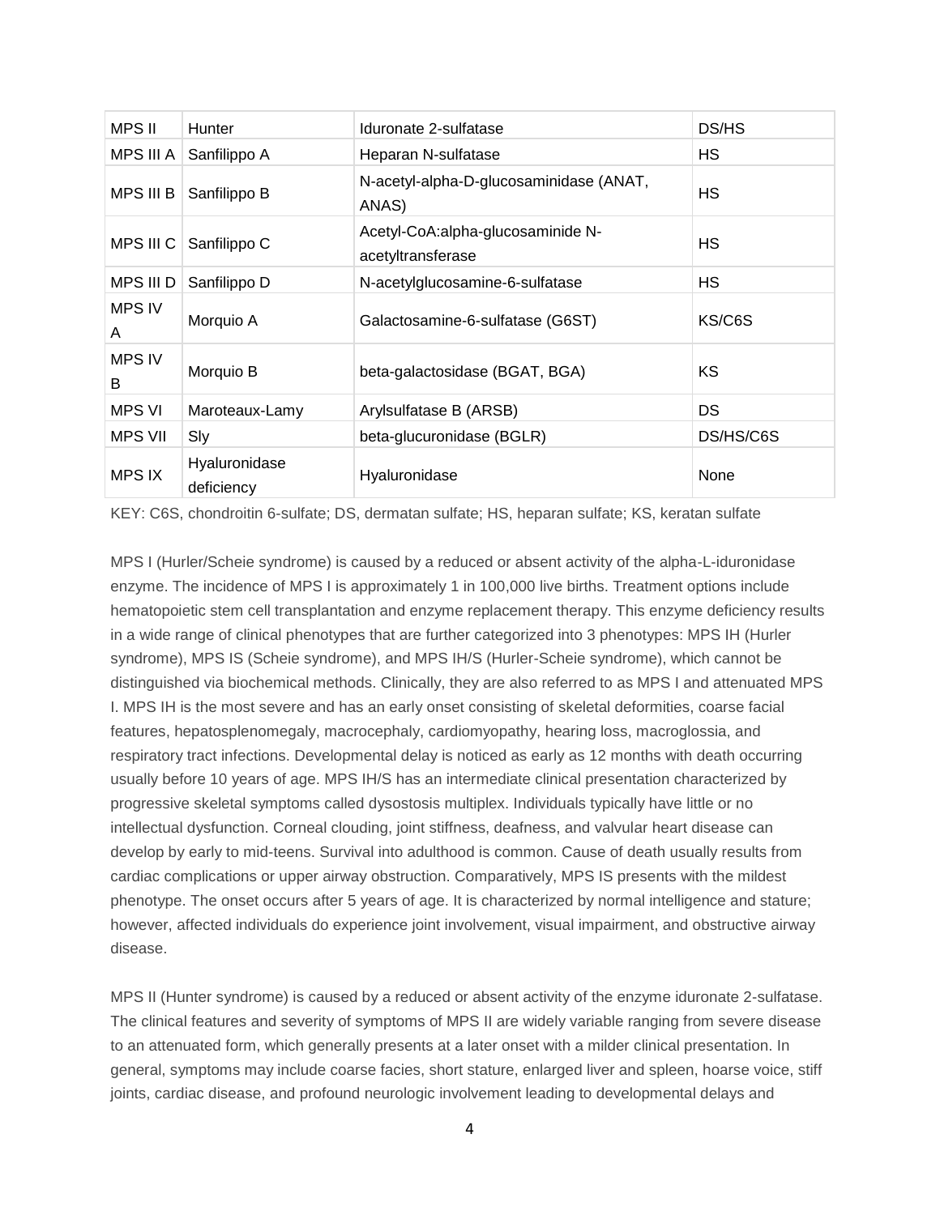| MPS II | Hunter | Iduronate 2-sulfatase | DS/HS |
|---|---|---|---|
| MPS III A | Sanfilippo A | Heparan N-sulfatase | HS |
| MPS III B | Sanfilippo B | N-acetyl-alpha-D-glucosaminidase (ANAT, ANAS) | HS |
| MPS III C | Sanfilippo C | Acetyl-CoA:alpha-glucosaminide N-acetyltransferase | HS |
| MPS III D | Sanfilippo D | N-acetylglucosamine-6-sulfatase | HS |
| MPS IV A | Morquio A | Galactosamine-6-sulfatase (G6ST) | KS/C6S |
| MPS IV B | Morquio B | beta-galactosidase (BGAT, BGA) | KS |
| MPS VI | Maroteaux-Lamy | Arylsulfatase B (ARSB) | DS |
| MPS VII | Sly | beta-glucuronidase (BGLR) | DS/HS/C6S |
| MPS IX | Hyaluronidase deficiency | Hyaluronidase | None |

KEY: C6S, chondroitin 6-sulfate; DS, dermatan sulfate; HS, heparan sulfate; KS, keratan sulfate

MPS I (Hurler/Scheie syndrome) is caused by a reduced or absent activity of the alpha-L-iduronidase enzyme. The incidence of MPS I is approximately 1 in 100,000 live births. Treatment options include hematopoietic stem cell transplantation and enzyme replacement therapy. This enzyme deficiency results in a wide range of clinical phenotypes that are further categorized into 3 phenotypes: MPS IH (Hurler syndrome), MPS IS (Scheie syndrome), and MPS IH/S (Hurler-Scheie syndrome), which cannot be distinguished via biochemical methods. Clinically, they are also referred to as MPS I and attenuated MPS I. MPS IH is the most severe and has an early onset consisting of skeletal deformities, coarse facial features, hepatosplenomegaly, macrocephaly, cardiomyopathy, hearing loss, macroglossia, and respiratory tract infections. Developmental delay is noticed as early as 12 months with death occurring usually before 10 years of age. MPS IH/S has an intermediate clinical presentation characterized by progressive skeletal symptoms called dysostosis multiplex. Individuals typically have little or no intellectual dysfunction. Corneal clouding, joint stiffness, deafness, and valvular heart disease can develop by early to mid-teens. Survival into adulthood is common. Cause of death usually results from cardiac complications or upper airway obstruction. Comparatively, MPS IS presents with the mildest phenotype. The onset occurs after 5 years of age. It is characterized by normal intelligence and stature; however, affected individuals do experience joint involvement, visual impairment, and obstructive airway disease.

MPS II (Hunter syndrome) is caused by a reduced or absent activity of the enzyme iduronate 2-sulfatase. The clinical features and severity of symptoms of MPS II are widely variable ranging from severe disease to an attenuated form, which generally presents at a later onset with a milder clinical presentation. In general, symptoms may include coarse facies, short stature, enlarged liver and spleen, hoarse voice, stiff joints, cardiac disease, and profound neurologic involvement leading to developmental delays and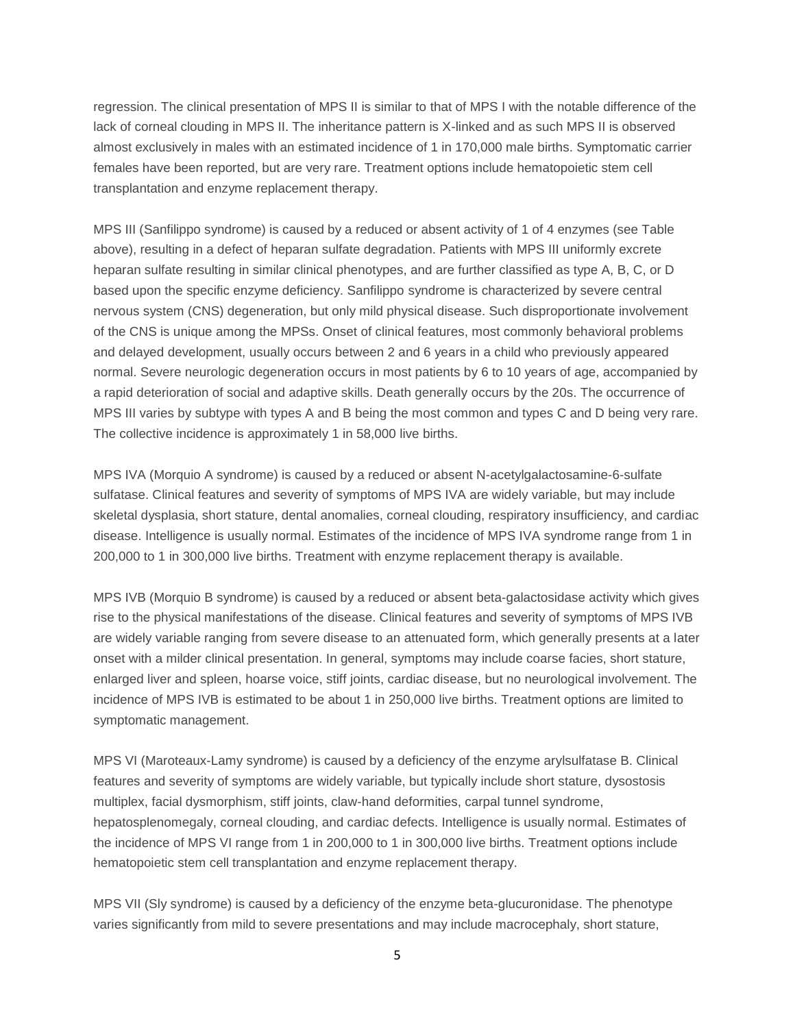regression. The clinical presentation of MPS II is similar to that of MPS I with the notable difference of the lack of corneal clouding in MPS II. The inheritance pattern is X-linked and as such MPS II is observed almost exclusively in males with an estimated incidence of 1 in 170,000 male births. Symptomatic carrier females have been reported, but are very rare. Treatment options include hematopoietic stem cell transplantation and enzyme replacement therapy.

MPS III (Sanfilippo syndrome) is caused by a reduced or absent activity of 1 of 4 enzymes (see Table above), resulting in a defect of heparan sulfate degradation. Patients with MPS III uniformly excrete heparan sulfate resulting in similar clinical phenotypes, and are further classified as type A, B, C, or D based upon the specific enzyme deficiency. Sanfilippo syndrome is characterized by severe central nervous system (CNS) degeneration, but only mild physical disease. Such disproportionate involvement of the CNS is unique among the MPSs. Onset of clinical features, most commonly behavioral problems and delayed development, usually occurs between 2 and 6 years in a child who previously appeared normal. Severe neurologic degeneration occurs in most patients by 6 to 10 years of age, accompanied by a rapid deterioration of social and adaptive skills. Death generally occurs by the 20s. The occurrence of MPS III varies by subtype with types A and B being the most common and types C and D being very rare. The collective incidence is approximately 1 in 58,000 live births.

MPS IVA (Morquio A syndrome) is caused by a reduced or absent N-acetylgalactosamine-6-sulfate sulfatase. Clinical features and severity of symptoms of MPS IVA are widely variable, but may include skeletal dysplasia, short stature, dental anomalies, corneal clouding, respiratory insufficiency, and cardiac disease. Intelligence is usually normal. Estimates of the incidence of MPS IVA syndrome range from 1 in 200,000 to 1 in 300,000 live births. Treatment with enzyme replacement therapy is available.

MPS IVB (Morquio B syndrome) is caused by a reduced or absent beta-galactosidase activity which gives rise to the physical manifestations of the disease. Clinical features and severity of symptoms of MPS IVB are widely variable ranging from severe disease to an attenuated form, which generally presents at a later onset with a milder clinical presentation. In general, symptoms may include coarse facies, short stature, enlarged liver and spleen, hoarse voice, stiff joints, cardiac disease, but no neurological involvement. The incidence of MPS IVB is estimated to be about 1 in 250,000 live births. Treatment options are limited to symptomatic management.

MPS VI (Maroteaux-Lamy syndrome) is caused by a deficiency of the enzyme arylsulfatase B. Clinical features and severity of symptoms are widely variable, but typically include short stature, dysostosis multiplex, facial dysmorphism, stiff joints, claw-hand deformities, carpal tunnel syndrome, hepatosplenomegaly, corneal clouding, and cardiac defects. Intelligence is usually normal. Estimates of the incidence of MPS VI range from 1 in 200,000 to 1 in 300,000 live births. Treatment options include hematopoietic stem cell transplantation and enzyme replacement therapy.

MPS VII (Sly syndrome) is caused by a deficiency of the enzyme beta-glucuronidase. The phenotype varies significantly from mild to severe presentations and may include macrocephaly, short stature,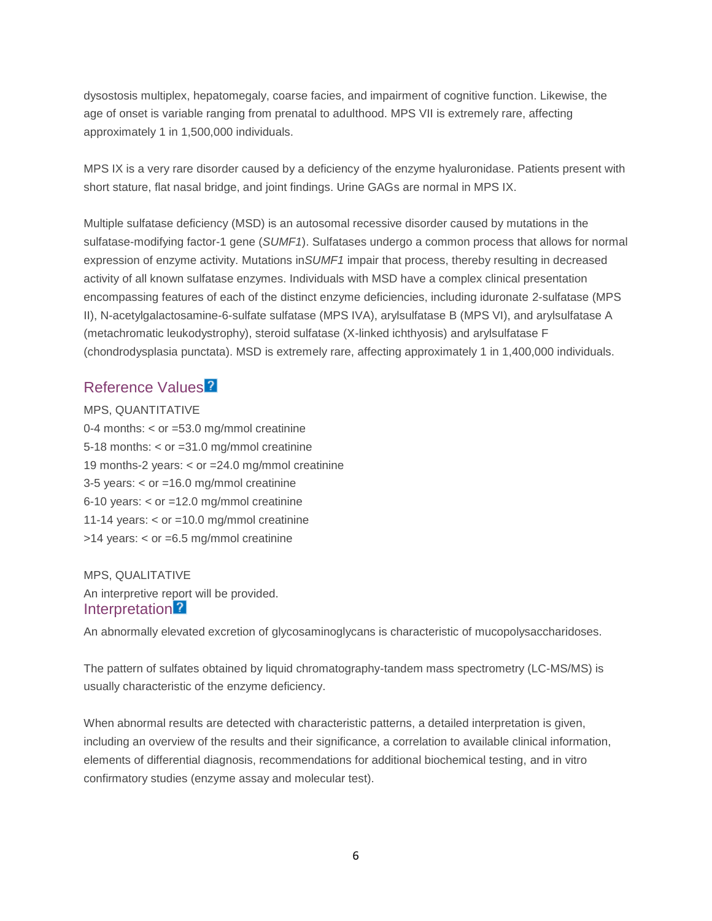dysostosis multiplex, hepatomegaly, coarse facies, and impairment of cognitive function. Likewise, the age of onset is variable ranging from prenatal to adulthood. MPS VII is extremely rare, affecting approximately 1 in 1,500,000 individuals.

MPS IX is a very rare disorder caused by a deficiency of the enzyme hyaluronidase. Patients present with short stature, flat nasal bridge, and joint findings. Urine GAGs are normal in MPS IX.

Multiple sulfatase deficiency (MSD) is an autosomal recessive disorder caused by mutations in the sulfatase-modifying factor-1 gene (*SUMF1*). Sulfatases undergo a common process that allows for normal expression of enzyme activity. Mutations in*SUMF1* impair that process, thereby resulting in decreased activity of all known sulfatase enzymes. Individuals with MSD have a complex clinical presentation encompassing features of each of the distinct enzyme deficiencies, including iduronate 2-sulfatase (MPS II), N-acetylgalactosamine-6-sulfate sulfatase (MPS IVA), arylsulfatase B (MPS VI), and arylsulfatase A (metachromatic leukodystrophy), steroid sulfatase (X-linked ichthyosis) and arylsulfatase F (chondrodysplasia punctata). MSD is extremely rare, affecting approximately 1 in 1,400,000 individuals.

## Reference Values

MPS, QUANTITATIVE

0-4 months: < or =53.0 mg/mmol creatinine

5-18 months: < or =31.0 mg/mmol creatinine

19 months-2 years: < or =24.0 mg/mmol creatinine

3-5 years: < or =16.0 mg/mmol creatinine

6-10 years: < or =12.0 mg/mmol creatinine

11-14 years: < or =10.0 mg/mmol creatinine

>14 years: < or =6.5 mg/mmol creatinine

MPS, QUALITATIVE

An interpretive report will be provided.

## Interpretation

An abnormally elevated excretion of glycosaminoglycans is characteristic of mucopolysaccharidoses.

The pattern of sulfates obtained by liquid chromatography-tandem mass spectrometry (LC-MS/MS) is usually characteristic of the enzyme deficiency.

When abnormal results are detected with characteristic patterns, a detailed interpretation is given, including an overview of the results and their significance, a correlation to available clinical information, elements of differential diagnosis, recommendations for additional biochemical testing, and in vitro confirmatory studies (enzyme assay and molecular test).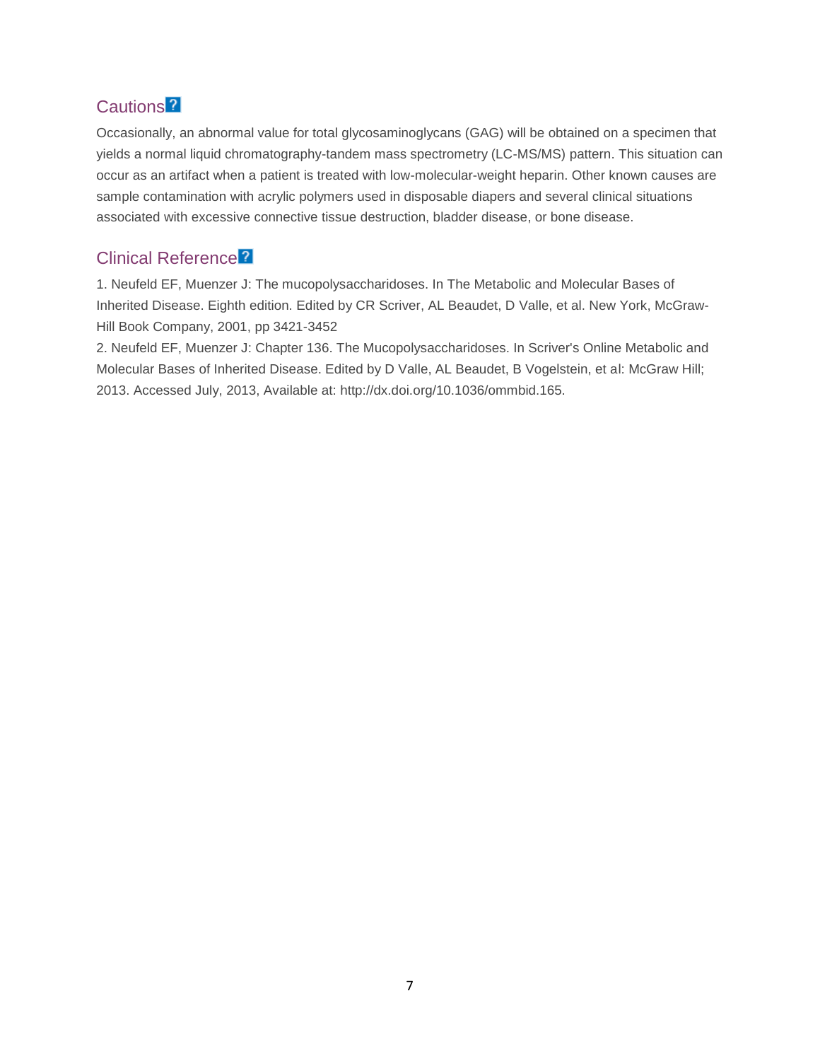## Cautions

Occasionally, an abnormal value for total glycosaminoglycans (GAG) will be obtained on a specimen that yields a normal liquid chromatography-tandem mass spectrometry (LC-MS/MS) pattern. This situation can occur as an artifact when a patient is treated with low-molecular-weight heparin. Other known causes are sample contamination with acrylic polymers used in disposable diapers and several clinical situations associated with excessive connective tissue destruction, bladder disease, or bone disease.

## Clinical Reference

1. Neufeld EF, Muenzer J: The mucopolysaccharidoses. In The Metabolic and Molecular Bases of Inherited Disease. Eighth edition. Edited by CR Scriver, AL Beaudet, D Valle, et al. New York, McGraw-Hill Book Company, 2001, pp 3421-3452
2. Neufeld EF, Muenzer J: Chapter 136. The Mucopolysaccharidoses. In Scriver's Online Metabolic and Molecular Bases of Inherited Disease. Edited by D Valle, AL Beaudet, B Vogelstein, et al: McGraw Hill; 2013. Accessed July, 2013, Available at: http://dx.doi.org/10.1036/ommbid.165.